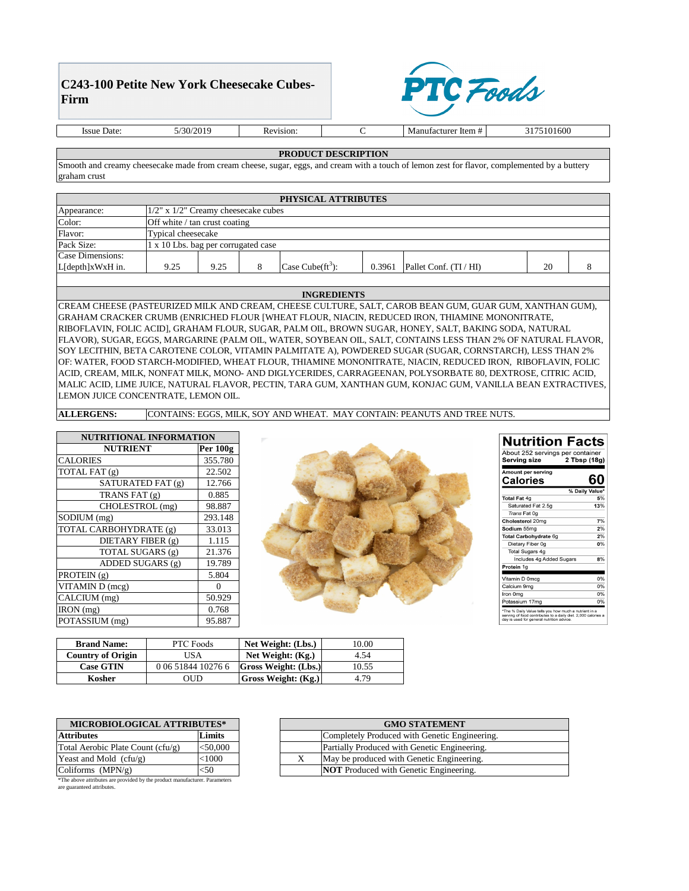# C243-100 Petite New York Cheesecake Cubes-Firm

PTC Foods

| Issue Date: | 5/30/2019 | Revision: | C | Manufacturer Item # | 3175101600 |
|---|---|---|---|---|---|

## PRODUCT DESCRIPTION

Smooth and creamy cheesecake made from cream cheese, sugar, eggs, and cream with a touch of lemon zest for flavor, complemented by a buttery graham crust

## PHYSICAL ATTRIBUTES

| | | | | | | | | |
|---|---|---|---|---|---|---|---|---|
| Appearance: | 1/2" x 1/2" Creamy cheesecake cubes | | | | | | | |
| Color: | Off white / tan crust coating | | | | | | | |
| Flavor: | Typical cheesecake | | | | | | | |
| Pack Size: | 1 x 10 Lbs. bag per corrugated case | | | | | | | |
| Case Dimensions: L[depth]xWxH in. | 9.25 | 9.25 | 8 | Case Cube($ft^3$): | 0.3961 | Pallet Conf. (TI / HI) | 20 | 8 |

## INGREDIENTS

CREAM CHEESE (PASTEURIZED MILK AND CREAM, CHEESE CULTURE, SALT, CAROB BEAN GUM, GUAR GUM, XANTHAN GUM), GRAHAM CRACKER CRUMB (ENRICHED FLOUR [WHEAT FLOUR, NIACIN, REDUCED IRON, THIAMINE MONONITRATE, RIBOFLAVIN, FOLIC ACID], GRAHAM FLOUR, SUGAR, PALM OIL, BROWN SUGAR, HONEY, SALT, BAKING SODA, NATURAL FLAVOR), SUGAR, EGGS, MARGARINE (PALM OIL, WATER, SOYBEAN OIL, SALT, CONTAINS LESS THAN 2% OF NATURAL FLAVOR, SOY LECITHIN, BETA CAROTENE COLOR, VITAMIN PALMITATE A), POWDERED SUGAR (SUGAR, CORNSTARCH), LESS THAN 2% OF: WATER, FOOD STARCH-MODIFIED, WHEAT FLOUR, THIAMINE MONONITRATE, NIACIN, REDUCED IRON, RIBOFLAVIN, FOLIC ACID, CREAM, MILK, NONFAT MILK, MONO- AND DIGLYCERIDES, CARRAGEENAN, POLYSORBATE 80, DEXTROSE, CITRIC ACID, MALIC ACID, LIME JUICE, NATURAL FLAVOR, PECTIN, TARA GUM, XANTHAN GUM, KONJAC GUM, VANILLA BEAN EXTRACTIVES, LEMON JUICE CONCENTRATE, LEMON OIL.

**ALLERGENS:** CONTAINS: EGGS, MILK, SOY AND WHEAT. MAY CONTAIN: PEANUTS AND TREE NUTS.

## NUTRITIONAL INFORMATION

| NUTRIENT | Per 100g |
|---|---|
| CALORIES | 355.780 |
| TOTAL FAT (g) | 22.502 |
| SATURATED FAT (g) | 12.766 |
| TRANS FAT (g) | 0.885 |
| CHOLESTROL (mg) | 98.887 |
| SODIUM (mg) | 293.148 |
| TOTAL CARBOHYDRATE (g) | 33.013 |
| DIETARY FIBER (g) | 1.115 |
| TOTAL SUGARS (g) | 21.376 |
| ADDED SUGARS (g) | 19.789 |
| PROTEIN (g) | 5.804 |
| VITAMIN D (mcg) | 0 |
| CALCIUM (mg) | 50.929 |
| IRON (mg) | 0.768 |
| POTASSIUM (mg) | 95.887 |

**Nutrition Facts**

About 252 servings per container
Serving size 2 Tbsp (18g)

Amount per serving
**Calories 60**

| | % Daily Value* |
|---|---|
| Total Fat 4g | 5% |
| Saturated Fat 2.5g | 13% |
| *Trans* Fat 0g | |
| Cholesterol 20mg | 7% |
| Sodium 55mg | 2% |
| Total Carbohydrate 6g | 2% |
| Dietary Fiber 0g | 0% |
| Total Sugars 4g | |
| Includes 4g Added Sugars | 8% |
| Protein 1g | |
| Vitamin D 0mcg | 0% |
| Calcium 9mg | 0% |
| Iron 0mg | 0% |
| Potassium 17mg | 0% |

*The % Daily Value tells you how much a nutrient in a serving of food contributes to a daily diet. 2,000 calories a day is used for general nutrition advice.

| Brand Name: | PTC Foods | Net Weight: (Lbs.) | 10.00 |
|---|---|---|---|
| Country of Origin | USA | Net Weight: (Kg.) | 4.54 |
| Case GTIN | 0 06 51844 10276 6 | Gross Weight: (Lbs.) | 10.55 |
| Kosher | OUD | Gross Weight: (Kg.) | 4.79 |

## MICROBIOLOGICAL ATTRIBUTES*

| Attributes | Limits |
|---|---|
| Total Aerobic Plate Count (cfu/g) | <50,000 |
| Yeast and Mold (cfu/g) | <1000 |
| Coliforms (MPN/g) | <50 |

*The above attributes are provided by the product manufacturer. Parameters are guaranteed attributes.

## GMO STATEMENT

| | |
|---|---|
| | Completely Produced with Genetic Engineering. |
| | Partially Produced with Genetic Engineering. |
| X | May be produced with Genetic Engineering. |
| | **NOT** Produced with Genetic Engineering. |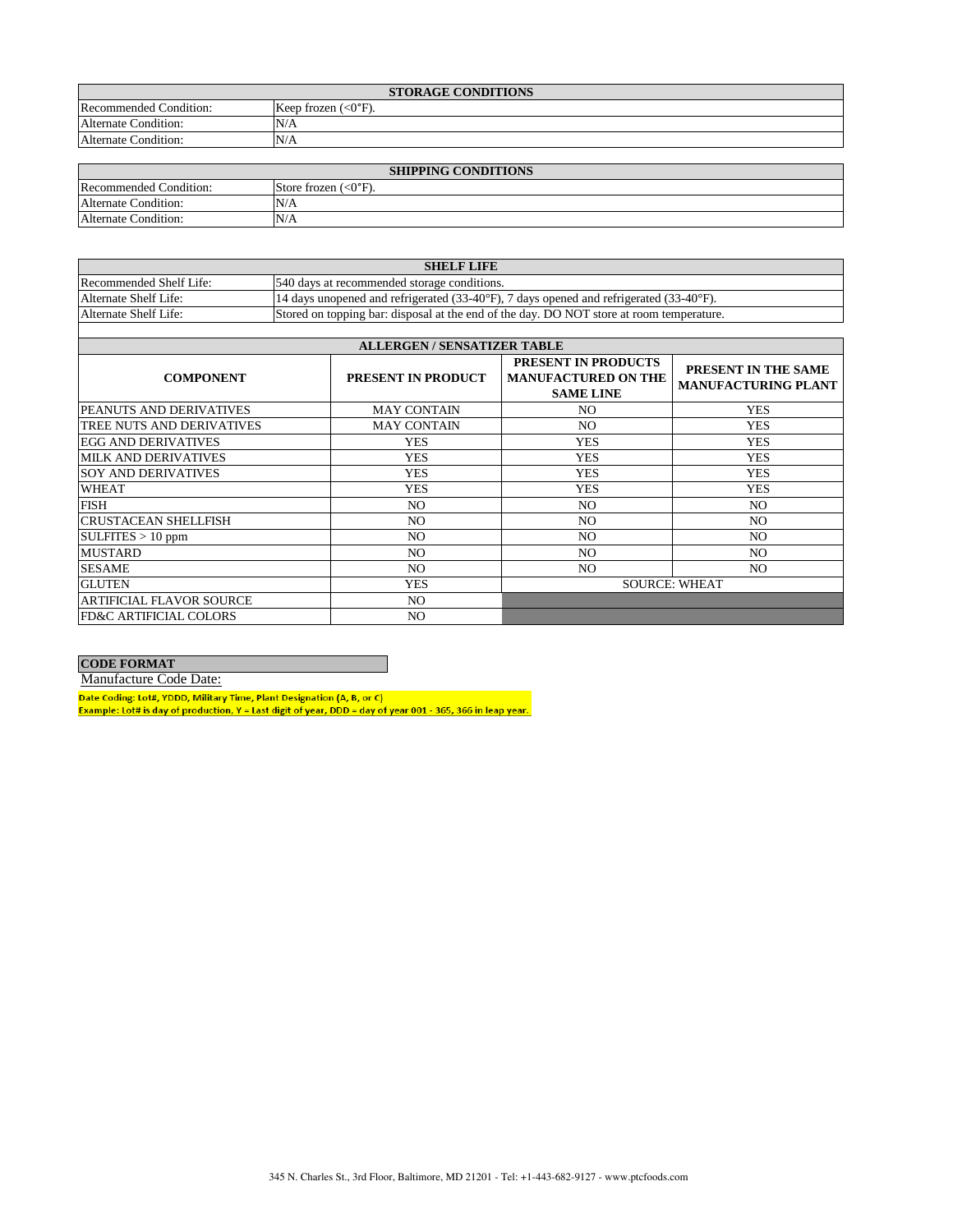| STORAGE CONDITIONS | |
|---|---|
| Recommended Condition: | Keep frozen (<0°F). |
| Alternate Condition: | N/A |
| Alternate Condition: | N/A |

| SHIPPING CONDITIONS | |
|---|---|
| Recommended Condition: | Store frozen (<0°F). |
| Alternate Condition: | N/A |
| Alternate Condition: | N/A |

| SHELF LIFE | |
|---|---|
| Recommended Shelf Life: | 540 days at recommended storage conditions. |
| Alternate Shelf Life: | 14 days unopened and refrigerated (33-40°F), 7 days opened and refrigerated (33-40°F). |
| Alternate Shelf Life: | Stored on topping bar: disposal at the end of the day. DO NOT store at room temperature. |

**ALLERGEN / SENSATIZER TABLE**

| COMPONENT | PRESENT IN PRODUCT | PRESENT IN PRODUCTS MANUFACTURED ON THE SAME LINE | PRESENT IN THE SAME MANUFACTURING PLANT |
|---|---|---|---|
| PEANUTS AND DERIVATIVES | MAY CONTAIN | NO | YES |
| TREE NUTS AND DERIVATIVES | MAY CONTAIN | NO | YES |
| EGG AND DERIVATIVES | YES | YES | YES |
| MILK AND DERIVATIVES | YES | YES | YES |
| SOY AND DERIVATIVES | YES | YES | YES |
| WHEAT | YES | YES | YES |
| FISH | NO | NO | NO |
| CRUSTACEAN SHELLFISH | NO | NO | NO |
| SULFITES > 10 ppm | NO | NO | NO |
| MUSTARD | NO | NO | NO |
| SESAME | NO | NO | NO |
| GLUTEN | YES | SOURCE: WHEAT | |
| ARTIFICIAL FLAVOR SOURCE | NO | | |
| FD&C ARTIFICIAL COLORS | NO | | |

**CODE FORMAT**

Manufacture Code Date:

Date Coding: Lot#, YDDD, Military Time, Plant Designation (A, B, or C)
Example: Lot# is day of production, Y = Last digit of year, DDD = day of year 001 - 365, 366 in leap year.